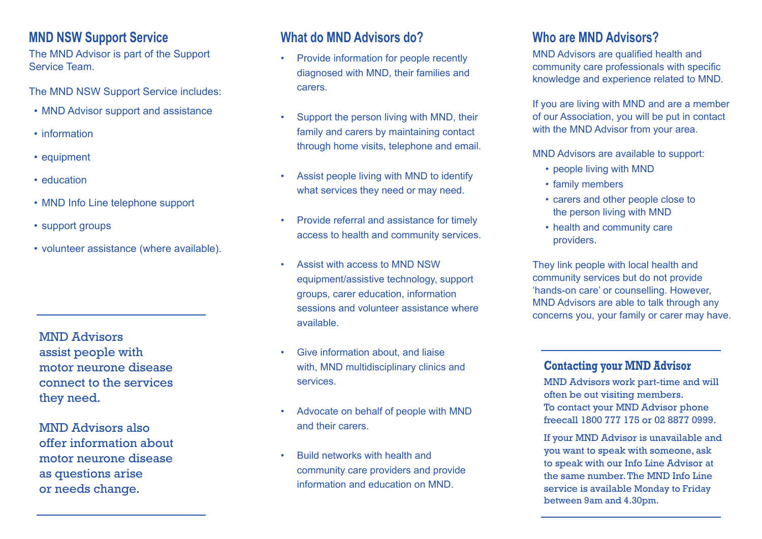## MND NSW Support Service

The MND Advisor is part of the Support Service Team.

The MND NSW Support Service includes:

- MND Advisor support and assistance
- information
- equipment
- education
- MND Info Line telephone support
- support groups
- volunteer assistance (where available).

---

MND Advisors assist people with motor neurone disease connect to the services they need.

MND Advisors also offer information about motor neurone disease as questions arise or needs change.

---

## What do MND Advisors do?

- Provide information for people recently diagnosed with MND, their families and carers.
- Support the person living with MND, their family and carers by maintaining contact through home visits, telephone and email.
- Assist people living with MND to identify what services they need or may need.
- Provide referral and assistance for timely access to health and community services.
- Assist with access to MND NSW equipment/assistive technology, support groups, carer education, information sessions and volunteer assistance where available.
- Give information about, and liaise with, MND multidisciplinary clinics and services.
- Advocate on behalf of people with MND and their carers.
- Build networks with health and community care providers and provide information and education on MND.

## Who are MND Advisors?

MND Advisors are qualified health and community care professionals with specific knowledge and experience related to MND.

If you are living with MND and are a member of our Association, you will be put in contact with the MND Advisor from your area.

MND Advisors are available to support:

- people living with MND
- family members
- carers and other people close to the person living with MND
- health and community care providers.

They link people with local health and community services but do not provide 'hands-on care' or counselling. However, MND Advisors are able to talk through any concerns you, your family or carer may have.

---

### Contacting your MND Advisor

MND Advisors work part-time and will often be out visiting members. To contact your MND Advisor phone freecall 1800 777 175 or 02 8877 0999.

If your MND Advisor is unavailable and you want to speak with someone, ask to speak with our Info Line Advisor at the same number. The MND Info Line service is available Monday to Friday between 9am and 4.30pm.

---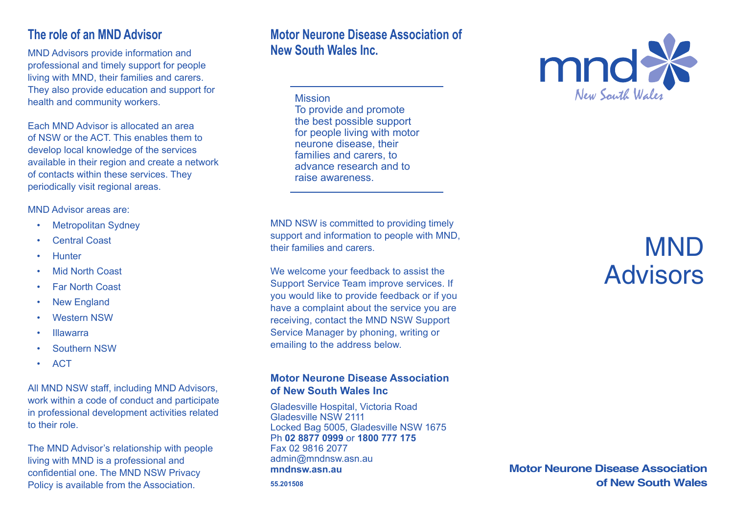## The role of an MND Advisor

MND Advisors provide information and professional and timely support for people living with MND, their families and carers. They also provide education and support for health and community workers.

Each MND Advisor is allocated an area of NSW or the ACT. This enables them to develop local knowledge of the services available in their region and create a network of contacts within these services. They periodically visit regional areas.

MND Advisor areas are:

- Metropolitan Sydney
- Central Coast
- Hunter
- Mid North Coast
- Far North Coast
- New England
- Western NSW
- Illawarra
- Southern NSW
- ACT

All MND NSW staff, including MND Advisors, work within a code of conduct and participate in professional development activities related to their role.

The MND Advisor's relationship with people living with MND is a professional and confidential one. The MND NSW Privacy Policy is available from the Association.

## Motor Neurone Disease Association of New South Wales Inc.

Mission
To provide and promote the best possible support for people living with motor neurone disease, their families and carers, to advance research and to raise awareness.

MND NSW is committed to providing timely support and information to people with MND, their families and carers.

We welcome your feedback to assist the Support Service Team improve services. If you would like to provide feedback or if you have a complaint about the service you are receiving, contact the MND NSW Support Service Manager by phoning, writing or emailing to the address below.

**Motor Neurone Disease Association of New South Wales Inc**

Gladesville Hospital, Victoria Road
Gladesville NSW 2111
Locked Bag 5005, Gladesville NSW 1675
Ph **02 8877 0999** or **1800 777 175**
Fax 02 9816 2077
admin@mndnsw.asn.au
**mndnsw.asn.au**

**55.201508**

mnd New South Wales

# MND Advisors

**Motor Neurone Disease Association of New South Wales**